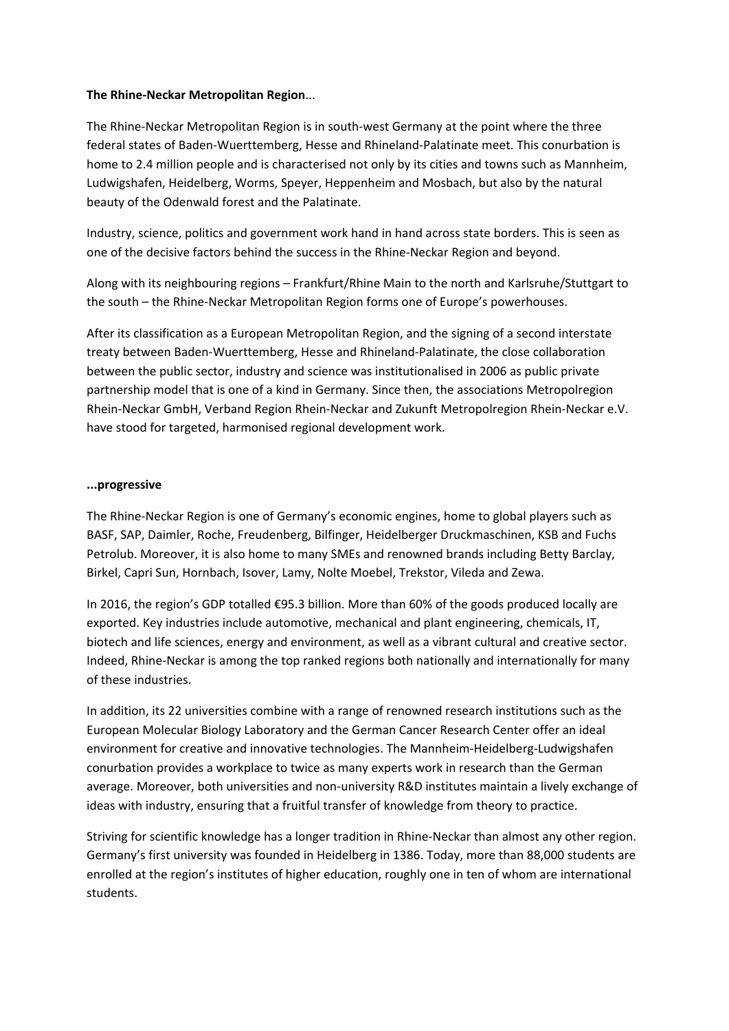**The Rhine-Neckar Metropolitan Region**...

The Rhine-Neckar Metropolitan Region is in south-west Germany at the point where the three federal states of Baden-Wuerttemberg, Hesse and Rhineland-Palatinate meet. This conurbation is home to 2.4 million people and is characterised not only by its cities and towns such as Mannheim, Ludwigshafen, Heidelberg, Worms, Speyer, Heppenheim and Mosbach, but also by the natural beauty of the Odenwald forest and the Palatinate.

Industry, science, politics and government work hand in hand across state borders. This is seen as one of the decisive factors behind the success in the Rhine-Neckar Region and beyond.

Along with its neighbouring regions – Frankfurt/Rhine Main to the north and Karlsruhe/Stuttgart to the south – the Rhine-Neckar Metropolitan Region forms one of Europe's powerhouses.

After its classification as a European Metropolitan Region, and the signing of a second interstate treaty between Baden-Wuerttemberg, Hesse and Rhineland-Palatinate, the close collaboration between the public sector, industry and science was institutionalised in 2006 as public private partnership model that is one of a kind in Germany. Since then, the associations Metropolregion Rhein-Neckar GmbH, Verband Region Rhein-Neckar and Zukunft Metropolregion Rhein-Neckar e.V. have stood for targeted, harmonised regional development work.

**...progressive**

The Rhine-Neckar Region is one of Germany's economic engines, home to global players such as BASF, SAP, Daimler, Roche, Freudenberg, Bilfinger, Heidelberger Druckmaschinen, KSB and Fuchs Petrolub. Moreover, it is also home to many SMEs and renowned brands including Betty Barclay, Birkel, Capri Sun, Hornbach, Isover, Lamy, Nolte Moebel, Trekstor, Vileda and Zewa.

In 2016, the region's GDP totalled €95.3 billion. More than 60% of the goods produced locally are exported. Key industries include automotive, mechanical and plant engineering, chemicals, IT, biotech and life sciences, energy and environment, as well as a vibrant cultural and creative sector. Indeed, Rhine-Neckar is among the top ranked regions both nationally and internationally for many of these industries.

In addition, its 22 universities combine with a range of renowned research institutions such as the European Molecular Biology Laboratory and the German Cancer Research Center offer an ideal environment for creative and innovative technologies. The Mannheim-Heidelberg-Ludwigshafen conurbation provides a workplace to twice as many experts work in research than the German average. Moreover, both universities and non-university R&D institutes maintain a lively exchange of ideas with industry, ensuring that a fruitful transfer of knowledge from theory to practice.

Striving for scientific knowledge has a longer tradition in Rhine-Neckar than almost any other region. Germany's first university was founded in Heidelberg in 1386. Today, more than 88,000 students are enrolled at the region's institutes of higher education, roughly one in ten of whom are international students.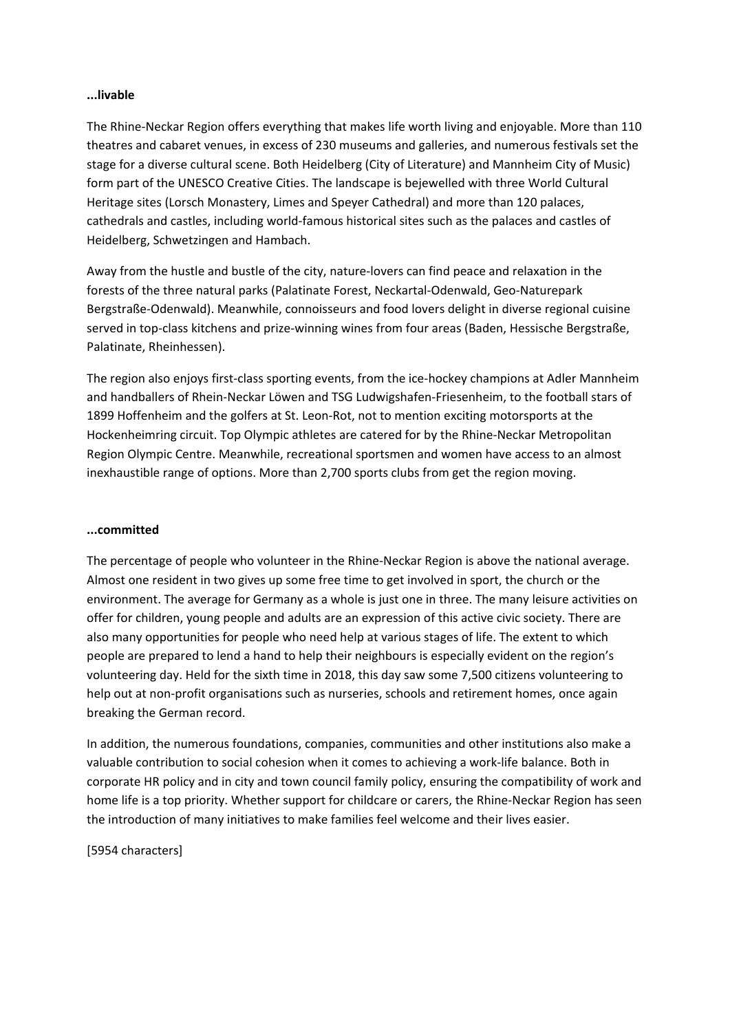**...livable**

The Rhine-Neckar Region offers everything that makes life worth living and enjoyable. More than 110 theatres and cabaret venues, in excess of 230 museums and galleries, and numerous festivals set the stage for a diverse cultural scene. Both Heidelberg (City of Literature) and Mannheim City of Music) form part of the UNESCO Creative Cities. The landscape is bejewelled with three World Cultural Heritage sites (Lorsch Monastery, Limes and Speyer Cathedral) and more than 120 palaces, cathedrals and castles, including world-famous historical sites such as the palaces and castles of Heidelberg, Schwetzingen and Hambach.

Away from the hustle and bustle of the city, nature-lovers can find peace and relaxation in the forests of the three natural parks (Palatinate Forest, Neckartal-Odenwald, Geo-Naturepark Bergstraße-Odenwald). Meanwhile, connoisseurs and food lovers delight in diverse regional cuisine served in top-class kitchens and prize-winning wines from four areas (Baden, Hessische Bergstraße, Palatinate, Rheinhessen).

The region also enjoys first-class sporting events, from the ice-hockey champions at Adler Mannheim and handballers of Rhein-Neckar Löwen and TSG Ludwigshafen-Friesenheim, to the football stars of 1899 Hoffenheim and the golfers at St. Leon-Rot, not to mention exciting motorsports at the Hockenheimring circuit. Top Olympic athletes are catered for by the Rhine-Neckar Metropolitan Region Olympic Centre. Meanwhile, recreational sportsmen and women have access to an almost inexhaustible range of options. More than 2,700 sports clubs from get the region moving.

**...committed**

The percentage of people who volunteer in the Rhine-Neckar Region is above the national average. Almost one resident in two gives up some free time to get involved in sport, the church or the environment. The average for Germany as a whole is just one in three. The many leisure activities on offer for children, young people and adults are an expression of this active civic society. There are also many opportunities for people who need help at various stages of life. The extent to which people are prepared to lend a hand to help their neighbours is especially evident on the region's volunteering day. Held for the sixth time in 2018, this day saw some 7,500 citizens volunteering to help out at non-profit organisations such as nurseries, schools and retirement homes, once again breaking the German record.

In addition, the numerous foundations, companies, communities and other institutions also make a valuable contribution to social cohesion when it comes to achieving a work-life balance. Both in corporate HR policy and in city and town council family policy, ensuring the compatibility of work and home life is a top priority. Whether support for childcare or carers, the Rhine-Neckar Region has seen the introduction of many initiatives to make families feel welcome and their lives easier.

[5954 characters]